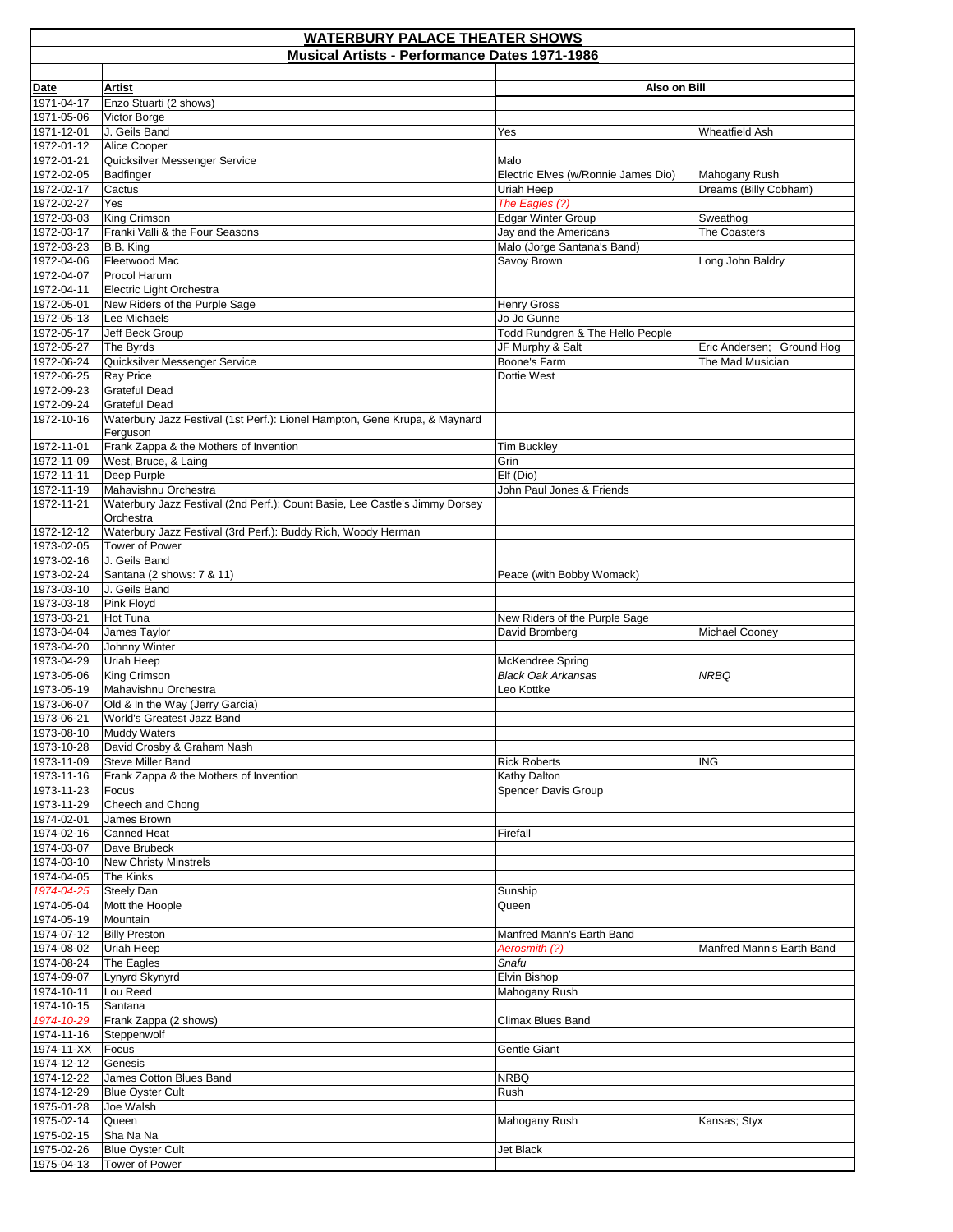## WATERBURY PALACE THEATER SHOWS

### Musical Artists - Performance Dates 1971-1986

| Date | Artist | Also on Bill | |
|---|---|---|---|
| 1971-04-17 | Enzo Stuarti (2 shows) | | |
| 1971-05-06 | Victor Borge | | |
| 1971-12-01 | J. Geils Band | Yes | Wheatfield Ash |
| 1972-01-12 | Alice Cooper | | |
| 1972-01-21 | Quicksilver Messenger Service | Malo | |
| 1972-02-05 | Badfinger | Electric Elves (w/Ronnie James Dio) | Mahogany Rush |
| 1972-02-17 | Cactus | Uriah Heep | Dreams (Billy Cobham) |
| 1972-02-27 | Yes | *The Eagles (?)* | |
| 1972-03-03 | King Crimson | Edgar Winter Group | Sweathog |
| 1972-03-17 | Franki Valli & the Four Seasons | Jay and the Americans | The Coasters |
| 1972-03-23 | B.B. King | Malo (Jorge Santana's Band) | |
| 1972-04-06 | Fleetwood Mac | Savoy Brown | Long John Baldry |
| 1972-04-07 | Procol Harum | | |
| 1972-04-11 | Electric Light Orchestra | | |
| 1972-05-01 | New Riders of the Purple Sage | Henry Gross | |
| 1972-05-13 | Lee Michaels | Jo Jo Gunne | |
| 1972-05-17 | Jeff Beck Group | Todd Rundgren & The Hello People | |
| 1972-05-27 | The Byrds | JF Murphy & Salt | Eric Andersen; Ground Hog |
| 1972-06-24 | Quicksilver Messenger Service | Boone's Farm | The Mad Musician |
| 1972-06-25 | Ray Price | Dottie West | |
| 1972-09-23 | Grateful Dead | | |
| 1972-09-24 | Grateful Dead | | |
| 1972-10-16 | Waterbury Jazz Festival (1st Perf.): Lionel Hampton, Gene Krupa, & Maynard Ferguson | | |
| 1972-11-01 | Frank Zappa & the Mothers of Invention | Tim Buckley | |
| 1972-11-09 | West, Bruce, & Laing | Grin | |
| 1972-11-11 | Deep Purple | Elf (Dio) | |
| 1972-11-19 | Mahavishnu Orchestra | John Paul Jones & Friends | |
| 1972-11-21 | Waterbury Jazz Festival (2nd Perf.): Count Basie, Lee Castle's Jimmy Dorsey Orchestra | | |
| 1972-12-12 | Waterbury Jazz Festival (3rd Perf.): Buddy Rich, Woody Herman | | |
| 1973-02-05 | Tower of Power | | |
| 1973-02-16 | J. Geils Band | | |
| 1973-02-24 | Santana (2 shows: 7 & 11) | Peace (with Bobby Womack) | |
| 1973-03-10 | J. Geils Band | | |
| 1973-03-18 | Pink Floyd | | |
| 1973-03-21 | Hot Tuna | New Riders of the Purple Sage | |
| 1973-04-04 | James Taylor | David Bromberg | Michael Cooney |
| 1973-04-20 | Johnny Winter | | |
| 1973-04-29 | Uriah Heep | McKendree Spring | |
| 1973-05-06 | King Crimson | *Black Oak Arkansas* | *NRBQ* |
| 1973-05-19 | Mahavishnu Orchestra | Leo Kottke | |
| 1973-06-07 | Old & In the Way (Jerry Garcia) | | |
| 1973-06-21 | World's Greatest Jazz Band | | |
| 1973-08-10 | Muddy Waters | | |
| 1973-10-28 | David Crosby & Graham Nash | | |
| 1973-11-09 | Steve Miller Band | Rick Roberts | ING |
| 1973-11-16 | Frank Zappa & the Mothers of Invention | Kathy Dalton | |
| 1973-11-23 | Focus | Spencer Davis Group | |
| 1973-11-29 | Cheech and Chong | | |
| 1974-02-01 | James Brown | | |
| 1974-02-16 | Canned Heat | Firefall | |
| 1974-03-07 | Dave Brubeck | | |
| 1974-03-10 | New Christy Minstrels | | |
| 1974-04-05 | The Kinks | | |
| *1974-04-25* | Steely Dan | Sunship | |
| 1974-05-04 | Mott the Hoople | Queen | |
| 1974-05-19 | Mountain | | |
| 1974-07-12 | Billy Preston | Manfred Mann's Earth Band | |
| 1974-08-02 | Uriah Heep | *Aerosmith (?)* | Manfred Mann's Earth Band |
| 1974-08-24 | The Eagles | *Snafu* | |
| 1974-09-07 | Lynyrd Skynyrd | Elvin Bishop | |
| 1974-10-11 | Lou Reed | Mahogany Rush | |
| 1974-10-15 | Santana | | |
| *1974-10-29* | Frank Zappa (2 shows) | Climax Blues Band | |
| 1974-11-16 | Steppenwolf | | |
| 1974-11-XX | Focus | Gentle Giant | |
| 1974-12-12 | Genesis | | |
| 1974-12-22 | James Cotton Blues Band | NRBQ | |
| 1974-12-29 | Blue Oyster Cult | Rush | |
| 1975-01-28 | Joe Walsh | | |
| 1975-02-14 | Queen | Mahogany Rush | Kansas; Styx |
| 1975-02-15 | Sha Na Na | | |
| 1975-02-26 | Blue Oyster Cult | Jet Black | |
| 1975-04-13 | Tower of Power | | |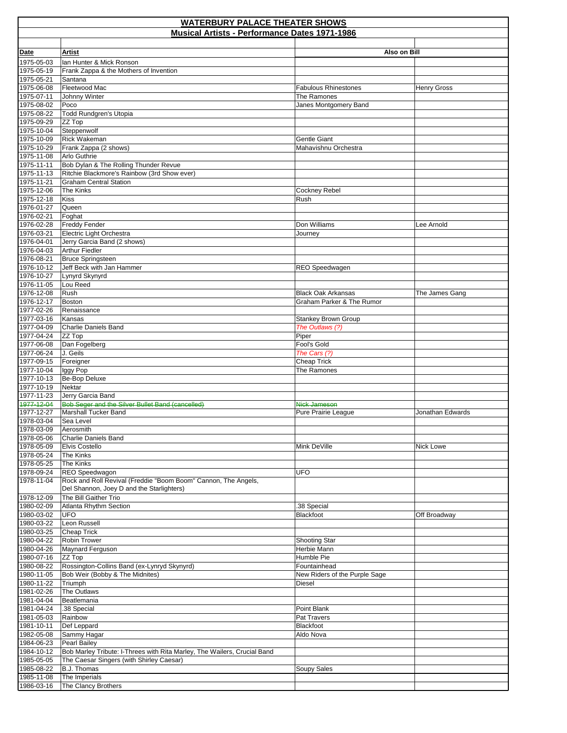# WATERBURY PALACE THEATER SHOWS

## Musical Artists - Performance Dates 1971-1986

| Date | Artist | Also on Bill | |
|---|---|---|---|
| 1975-05-03 | Ian Hunter & Mick Ronson | | |
| 1975-05-19 | Frank Zappa & the Mothers of Invention | | |
| 1975-05-21 | Santana | | |
| 1975-06-08 | Fleetwood Mac | Fabulous Rhinestones | Henry Gross |
| 1975-07-11 | Johnny Winter | The Ramones | |
| 1975-08-02 | Poco | Janes Montgomery Band | |
| 1975-08-22 | Todd Rundgren's Utopia | | |
| 1975-09-29 | ZZ Top | | |
| 1975-10-04 | Steppenwolf | | |
| 1975-10-09 | Rick Wakeman | Gentle Giant | |
| 1975-10-29 | Frank Zappa (2 shows) | Mahavishnu Orchestra | |
| 1975-11-08 | Arlo Guthrie | | |
| 1975-11-11 | Bob Dylan & The Rolling Thunder Revue | | |
| 1975-11-13 | Ritchie Blackmore's Rainbow (3rd Show ever) | | |
| 1975-11-21 | Graham Central Station | | |
| 1975-12-06 | The Kinks | Cockney Rebel | |
| 1975-12-18 | Kiss | Rush | |
| 1976-01-27 | Queen | | |
| 1976-02-21 | Foghat | | |
| 1976-02-28 | Freddy Fender | Don Williams | Lee Arnold |
| 1976-03-21 | Electric Light Orchestra | Journey | |
| 1976-04-01 | Jerry Garcia Band (2 shows) | | |
| 1976-04-03 | Arthur Fiedler | | |
| 1976-08-21 | Bruce Springsteen | | |
| 1976-10-12 | Jeff Beck with Jan Hammer | REO Speedwagen | |
| 1976-10-27 | Lynyrd Skynyrd | | |
| 1976-11-05 | Lou Reed | | |
| 1976-12-08 | Rush | Black Oak Arkansas | The James Gang |
| 1976-12-17 | Boston | Graham Parker & The Rumor | |
| 1977-02-26 | Renaissance | | |
| 1977-03-16 | Kansas | Stankey Brown Group | |
| 1977-04-09 | Charlie Daniels Band | *The Outlaws (?)* | |
| 1977-04-24 | ZZ Top | Piper | |
| 1977-06-08 | Dan Fogelberg | Fool's Gold | |
| 1977-06-24 | J. Geils | *The Cars (?)* | |
| 1977-09-15 | Foreigner | Cheap Trick | |
| 1977-10-04 | Iggy Pop | The Ramones | |
| 1977-10-13 | Be-Bop Deluxe | | |
| 1977-10-19 | Nektar | | |
| 1977-11-23 | Jerry Garcia Band | | |
| ~~1977-12-04~~ | ~~Bob Seger and the Silver Bullet Band (cancelled)~~ | ~~Nick Jameson~~ | |
| 1977-12-27 | Marshall Tucker Band | Pure Prairie League | Jonathan Edwards |
| 1978-03-04 | Sea Level | | |
| 1978-03-09 | Aerosmith | | |
| 1978-05-06 | Charlie Daniels Band | | |
| 1978-05-09 | Elvis Costello | Mink DeVille | Nick Lowe |
| 1978-05-24 | The Kinks | | |
| 1978-05-25 | The Kinks | | |
| 1978-09-24 | REO Speedwagon | UFO | |
| 1978-11-04 | Rock and Roll Revival (Freddie "Boom Boom" Cannon, The Angels, Del Shannon, Joey D and the Starlighters) | | |
| 1978-12-09 | The Bill Gaither Trio | | |
| 1980-02-09 | Atlanta Rhythm Section | .38 Special | |
| 1980-03-02 | UFO | Blackfoot | Off Broadway |
| 1980-03-22 | Leon Russell | | |
| 1980-03-25 | Cheap Trick | | |
| 1980-04-22 | Robin Trower | Shooting Star | |
| 1980-04-26 | Maynard Ferguson | Herbie Mann | |
| 1980-07-16 | ZZ Top | Humble Pie | |
| 1980-08-22 | Rossington-Collins Band (ex-Lynyrd Skynyrd) | Fountainhead | |
| 1980-11-05 | Bob Weir (Bobby & The Midnites) | New Riders of the Purple Sage | |
| 1980-11-22 | Triumph | Diesel | |
| 1981-02-26 | The Outlaws | | |
| 1981-04-04 | Beatlemania | | |
| 1981-04-24 | .38 Special | Point Blank | |
| 1981-05-03 | Rainbow | Pat Travers | |
| 1981-10-11 | Def Leppard | Blackfoot | |
| 1982-05-08 | Sammy Hagar | Aldo Nova | |
| 1984-06-23 | Pearl Bailey | | |
| 1984-10-12 | Bob Marley Tribute: I-Threes with Rita Marley, The Wailers, Crucial Band | | |
| 1985-05-05 | The Caesar Singers (with Shirley Caesar) | | |
| 1985-08-22 | B.J. Thomas | Soupy Sales | |
| 1985-11-08 | The Imperials | | |
| 1986-03-16 | The Clancy Brothers | | |